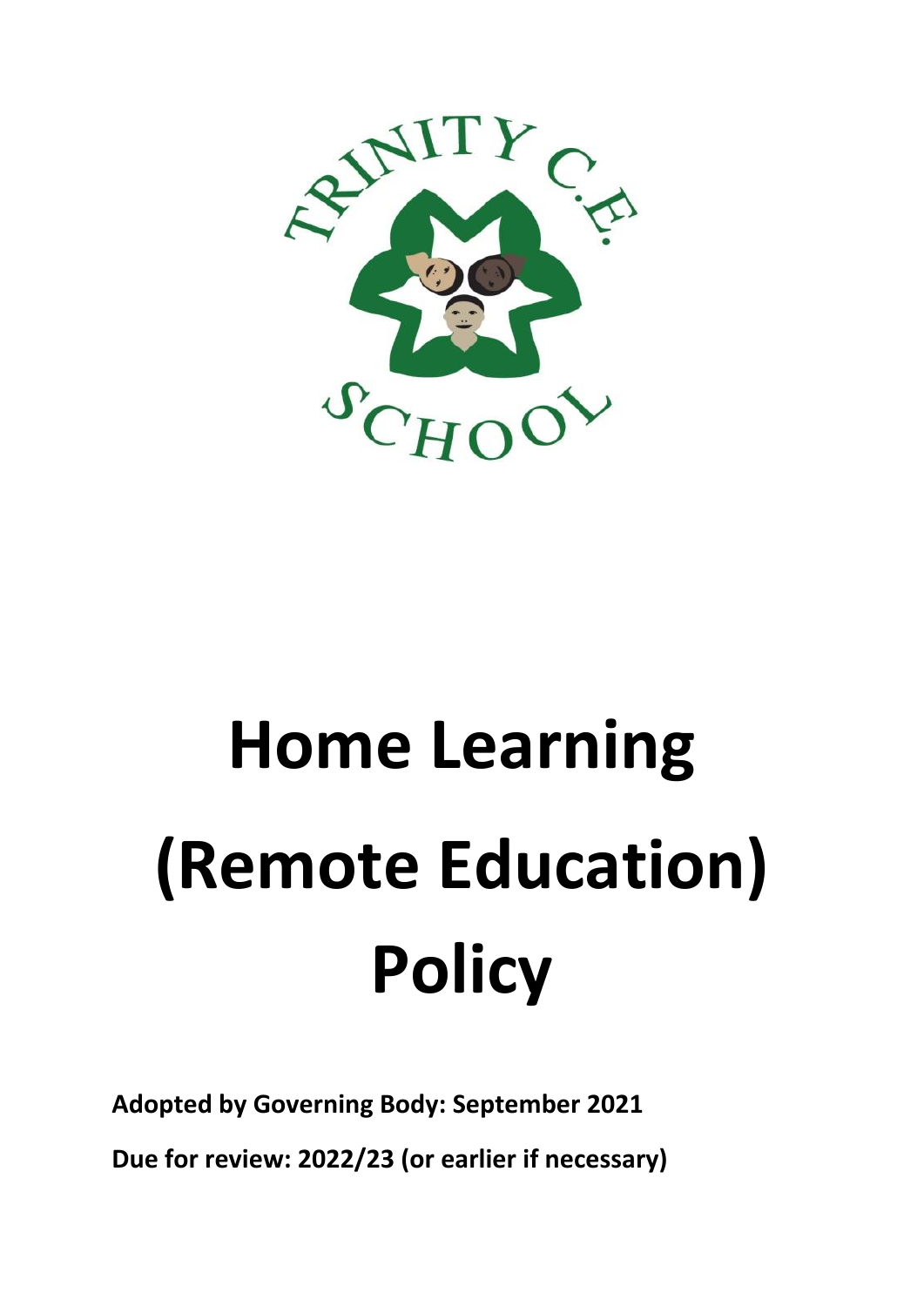# Home Learning (Remote Education) Policy

**Adopted by Governing Body: September 2021**

**Due for review: 2022/23 (or earlier if necessary)**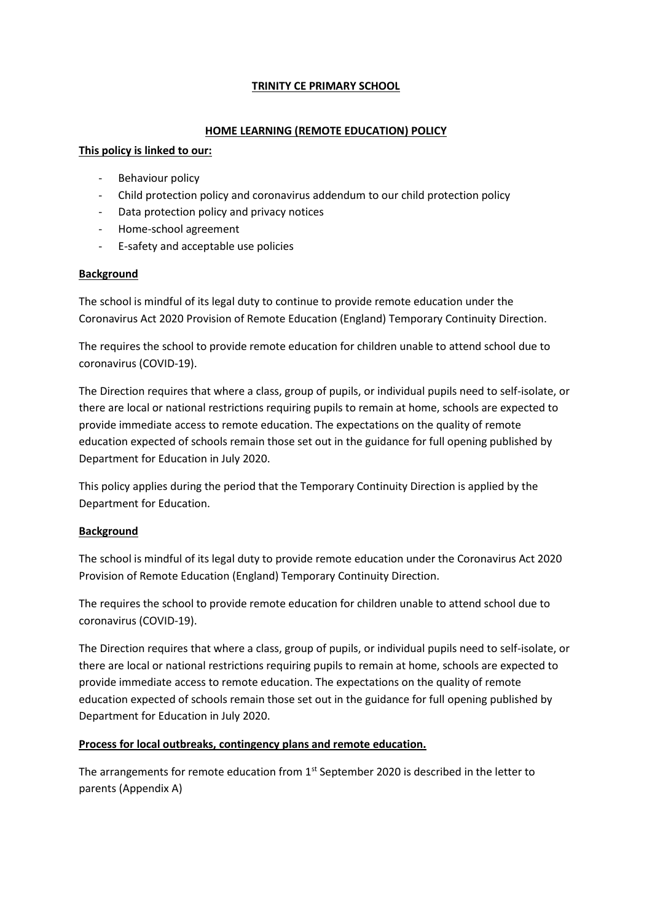**TRINITY CE PRIMARY SCHOOL**

**HOME LEARNING (REMOTE EDUCATION) POLICY**

**This policy is linked to our:**

- Behaviour policy
- Child protection policy and coronavirus addendum to our child protection policy
- Data protection policy and privacy notices
- Home-school agreement
- E-safety and acceptable use policies

**Background**

The school is mindful of its legal duty to continue to provide remote education under the Coronavirus Act 2020 Provision of Remote Education (England) Temporary Continuity Direction.

The requires the school to provide remote education for children unable to attend school due to coronavirus (COVID-19).

The Direction requires that where a class, group of pupils, or individual pupils need to self-isolate, or there are local or national restrictions requiring pupils to remain at home, schools are expected to provide immediate access to remote education. The expectations on the quality of remote education expected of schools remain those set out in the guidance for full opening published by Department for Education in July 2020.

This policy applies during the period that the Temporary Continuity Direction is applied by the Department for Education.

**Background**

The school is mindful of its legal duty to provide remote education under the Coronavirus Act 2020 Provision of Remote Education (England) Temporary Continuity Direction.

The requires the school to provide remote education for children unable to attend school due to coronavirus (COVID-19).

The Direction requires that where a class, group of pupils, or individual pupils need to self-isolate, or there are local or national restrictions requiring pupils to remain at home, schools are expected to provide immediate access to remote education. The expectations on the quality of remote education expected of schools remain those set out in the guidance for full opening published by Department for Education in July 2020.

**Process for local outbreaks, contingency plans and remote education.**

The arrangements for remote education from 1st September 2020 is described in the letter to parents (Appendix A)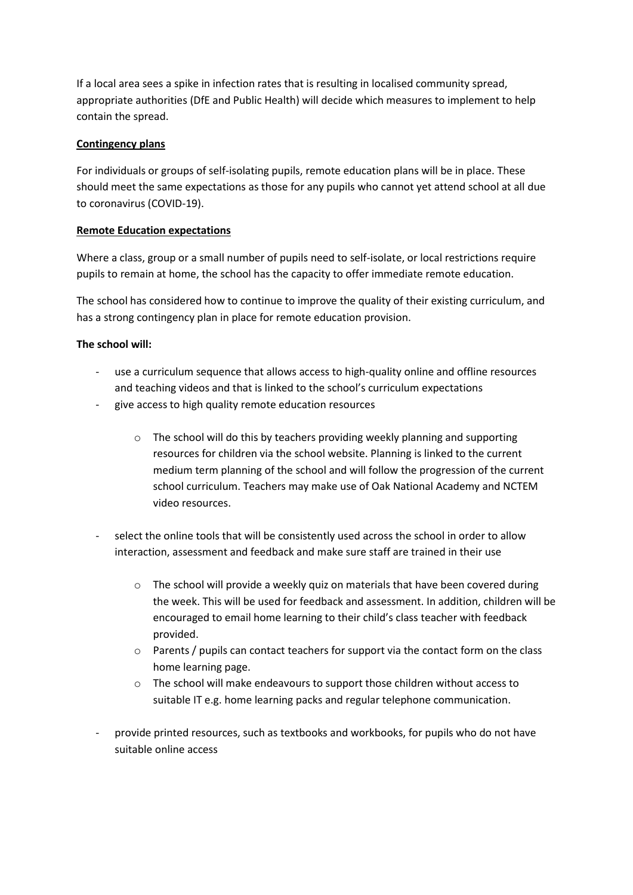If a local area sees a spike in infection rates that is resulting in localised community spread, appropriate authorities (DfE and Public Health) will decide which measures to implement to help contain the spread.

**Contingency plans**

For individuals or groups of self-isolating pupils, remote education plans will be in place. These should meet the same expectations as those for any pupils who cannot yet attend school at all due to coronavirus (COVID-19).

**Remote Education expectations**

Where a class, group or a small number of pupils need to self-isolate, or local restrictions require pupils to remain at home, the school has the capacity to offer immediate remote education.

The school has considered how to continue to improve the quality of their existing curriculum, and has a strong contingency plan in place for remote education provision.

**The school will:**

- use a curriculum sequence that allows access to high-quality online and offline resources and teaching videos and that is linked to the school's curriculum expectations
- give access to high quality remote education resources
    - The school will do this by teachers providing weekly planning and supporting resources for children via the school website. Planning is linked to the current medium term planning of the school and will follow the progression of the current school curriculum. Teachers may make use of Oak National Academy and NCTEM video resources.
- select the online tools that will be consistently used across the school in order to allow interaction, assessment and feedback and make sure staff are trained in their use
    - The school will provide a weekly quiz on materials that have been covered during the week. This will be used for feedback and assessment. In addition, children will be encouraged to email home learning to their child's class teacher with feedback provided.
    - Parents / pupils can contact teachers for support via the contact form on the class home learning page.
    - The school will make endeavours to support those children without access to suitable IT e.g. home learning packs and regular telephone communication.
- provide printed resources, such as textbooks and workbooks, for pupils who do not have suitable online access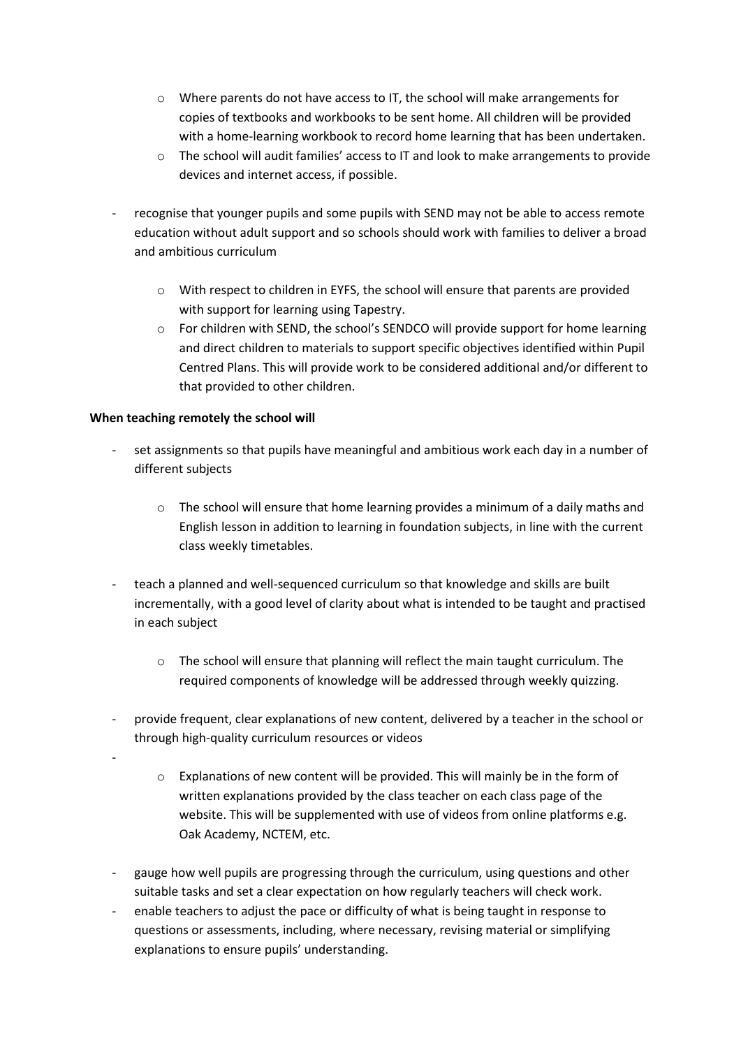- Where parents do not have access to IT, the school will make arrangements for copies of textbooks and workbooks to be sent home. All children will be provided with a home-learning workbook to record home learning that has been undertaken.
  - The school will audit families' access to IT and look to make arrangements to provide devices and internet access, if possible.

- recognise that younger pupils and some pupils with SEND may not be able to access remote education without adult support and so schools should work with families to deliver a broad and ambitious curriculum

  - With respect to children in EYFS, the school will ensure that parents are provided with support for learning using Tapestry.
  - For children with SEND, the school's SENDCO will provide support for home learning and direct children to materials to support specific objectives identified within Pupil Centred Plans. This will provide work to be considered additional and/or different to that provided to other children.

**When teaching remotely the school will**

- set assignments so that pupils have meaningful and ambitious work each day in a number of different subjects

  - The school will ensure that home learning provides a minimum of a daily maths and English lesson in addition to learning in foundation subjects, in line with the current class weekly timetables.

- teach a planned and well-sequenced curriculum so that knowledge and skills are built incrementally, with a good level of clarity about what is intended to be taught and practised in each subject

  - The school will ensure that planning will reflect the main taught curriculum. The required components of knowledge will be addressed through weekly quizzing.

- provide frequent, clear explanations of new content, delivered by a teacher in the school or through high-quality curriculum resources or videos

  - Explanations of new content will be provided. This will mainly be in the form of written explanations provided by the class teacher on each class page of the website. This will be supplemented with use of videos from online platforms e.g. Oak Academy, NCTEM, etc.

- gauge how well pupils are progressing through the curriculum, using questions and other suitable tasks and set a clear expectation on how regularly teachers will check work.
- enable teachers to adjust the pace or difficulty of what is being taught in response to questions or assessments, including, where necessary, revising material or simplifying explanations to ensure pupils' understanding.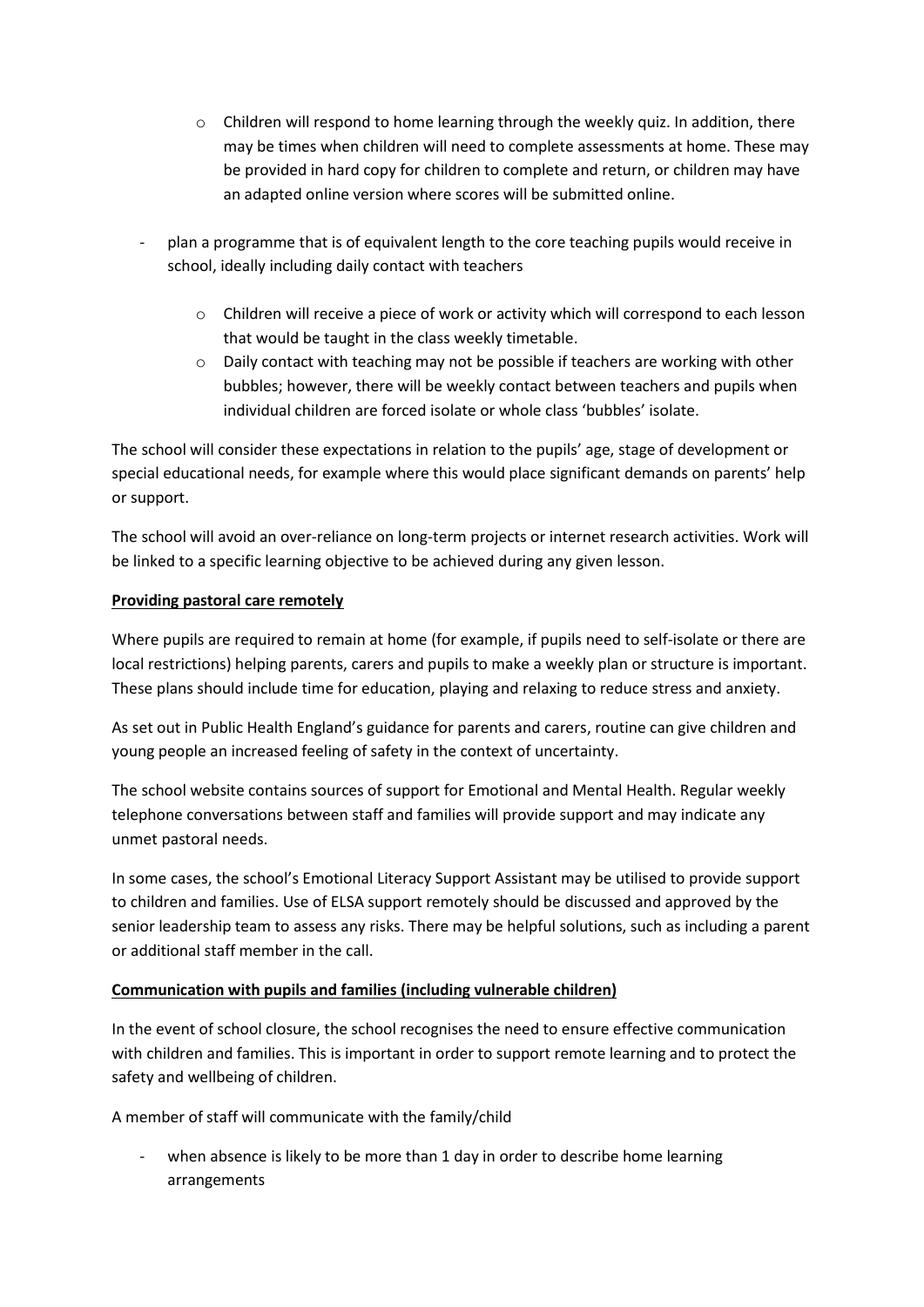- Children will respond to home learning through the weekly quiz. In addition, there may be times when children will need to complete assessments at home. These may be provided in hard copy for children to complete and return, or children may have an adapted online version where scores will be submitted online.

- plan a programme that is of equivalent length to the core teaching pupils would receive in school, ideally including daily contact with teachers
  - Children will receive a piece of work or activity which will correspond to each lesson that would be taught in the class weekly timetable.
  - Daily contact with teaching may not be possible if teachers are working with other bubbles; however, there will be weekly contact between teachers and pupils when individual children are forced isolate or whole class 'bubbles' isolate.

The school will consider these expectations in relation to the pupils' age, stage of development or special educational needs, for example where this would place significant demands on parents' help or support.

The school will avoid an over-reliance on long-term projects or internet research activities. Work will be linked to a specific learning objective to be achieved during any given lesson.

**Providing pastoral care remotely**

Where pupils are required to remain at home (for example, if pupils need to self-isolate or there are local restrictions) helping parents, carers and pupils to make a weekly plan or structure is important. These plans should include time for education, playing and relaxing to reduce stress and anxiety.

As set out in Public Health England's guidance for parents and carers, routine can give children and young people an increased feeling of safety in the context of uncertainty.

The school website contains sources of support for Emotional and Mental Health. Regular weekly telephone conversations between staff and families will provide support and may indicate any unmet pastoral needs.

In some cases, the school's Emotional Literacy Support Assistant may be utilised to provide support to children and families. Use of ELSA support remotely should be discussed and approved by the senior leadership team to assess any risks. There may be helpful solutions, such as including a parent or additional staff member in the call.

**Communication with pupils and families (including vulnerable children)**

In the event of school closure, the school recognises the need to ensure effective communication with children and families. This is important in order to support remote learning and to protect the safety and wellbeing of children.

A member of staff will communicate with the family/child

- when absence is likely to be more than 1 day in order to describe home learning arrangements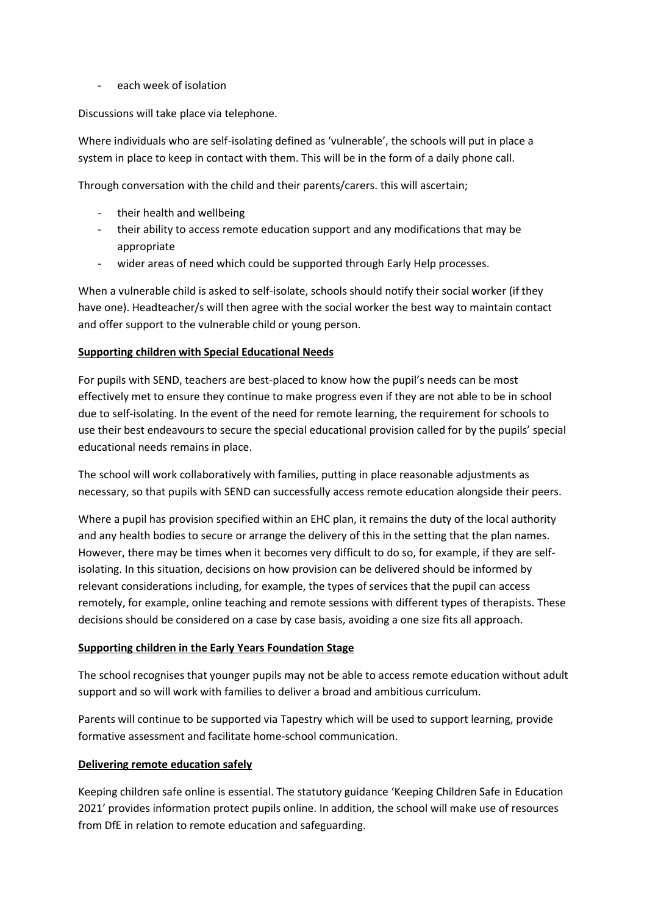- each week of isolation

Discussions will take place via telephone.

Where individuals who are self-isolating defined as 'vulnerable', the schools will put in place a system in place to keep in contact with them. This will be in the form of a daily phone call.

Through conversation with the child and their parents/carers. this will ascertain;

- their health and wellbeing
- their ability to access remote education support and any modifications that may be appropriate
- wider areas of need which could be supported through Early Help processes.

When a vulnerable child is asked to self-isolate, schools should notify their social worker (if they have one). Headteacher/s will then agree with the social worker the best way to maintain contact and offer support to the vulnerable child or young person.

**Supporting children with Special Educational Needs**

For pupils with SEND, teachers are best-placed to know how the pupil's needs can be most effectively met to ensure they continue to make progress even if they are not able to be in school due to self-isolating. In the event of the need for remote learning, the requirement for schools to use their best endeavours to secure the special educational provision called for by the pupils' special educational needs remains in place.

The school will work collaboratively with families, putting in place reasonable adjustments as necessary, so that pupils with SEND can successfully access remote education alongside their peers.

Where a pupil has provision specified within an EHC plan, it remains the duty of the local authority and any health bodies to secure or arrange the delivery of this in the setting that the plan names. However, there may be times when it becomes very difficult to do so, for example, if they are self-isolating. In this situation, decisions on how provision can be delivered should be informed by relevant considerations including, for example, the types of services that the pupil can access remotely, for example, online teaching and remote sessions with different types of therapists. These decisions should be considered on a case by case basis, avoiding a one size fits all approach.

**Supporting children in the Early Years Foundation Stage**

The school recognises that younger pupils may not be able to access remote education without adult support and so will work with families to deliver a broad and ambitious curriculum.

Parents will continue to be supported via Tapestry which will be used to support learning, provide formative assessment and facilitate home-school communication.

**Delivering remote education safely**

Keeping children safe online is essential. The statutory guidance 'Keeping Children Safe in Education 2021' provides information protect pupils online. In addition, the school will make use of resources from DfE in relation to remote education and safeguarding.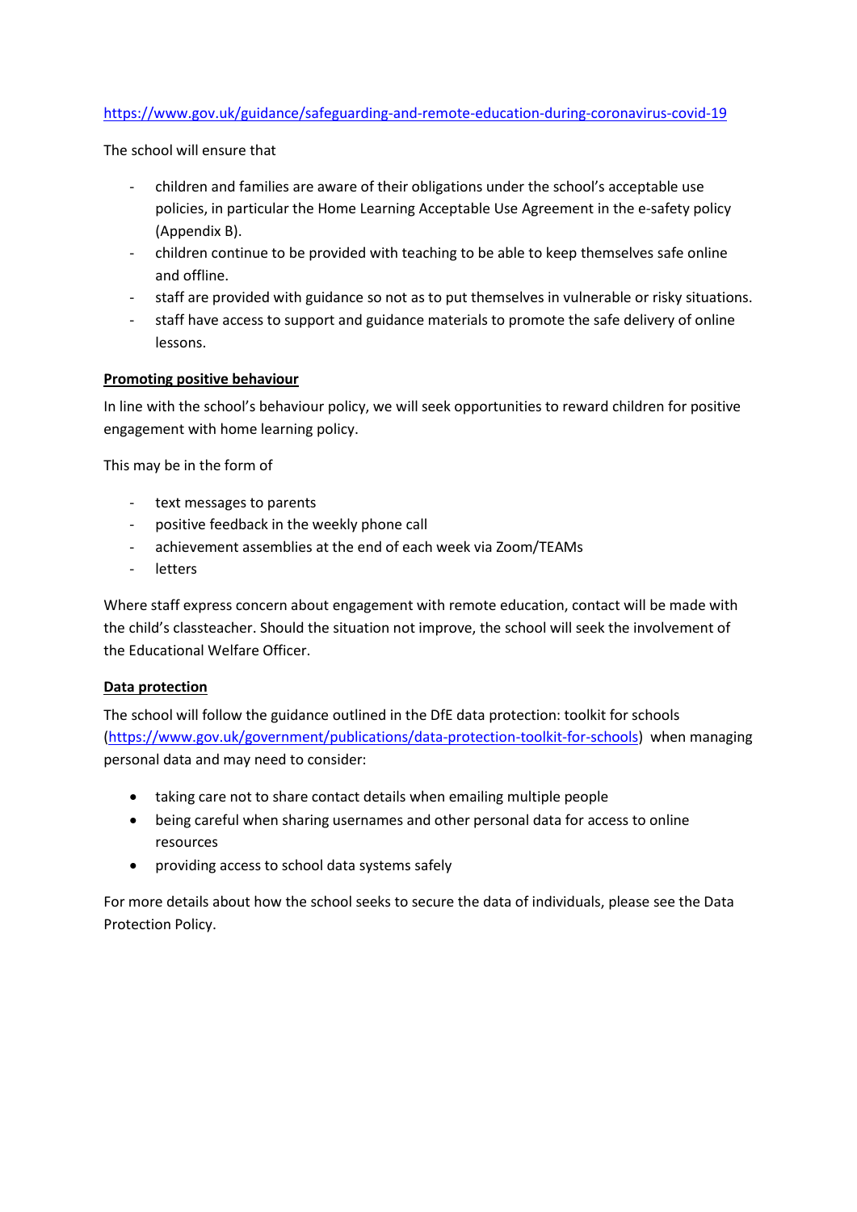https://www.gov.uk/guidance/safeguarding-and-remote-education-during-coronavirus-covid-19

The school will ensure that

- children and families are aware of their obligations under the school's acceptable use policies, in particular the Home Learning Acceptable Use Agreement in the e-safety policy (Appendix B).
- children continue to be provided with teaching to be able to keep themselves safe online and offline.
- staff are provided with guidance so not as to put themselves in vulnerable or risky situations.
- staff have access to support and guidance materials to promote the safe delivery of online lessons.

**Promoting positive behaviour**

In line with the school's behaviour policy, we will seek opportunities to reward children for positive engagement with home learning policy.

This may be in the form of

- text messages to parents
- positive feedback in the weekly phone call
- achievement assemblies at the end of each week via Zoom/TEAMs
- letters

Where staff express concern about engagement with remote education, contact will be made with the child's classteacher. Should the situation not improve, the school will seek the involvement of the Educational Welfare Officer.

**Data protection**

The school will follow the guidance outlined in the DfE data protection: toolkit for schools (https://www.gov.uk/government/publications/data-protection-toolkit-for-schools) when managing personal data and may need to consider:

- taking care not to share contact details when emailing multiple people
- being careful when sharing usernames and other personal data for access to online resources
- providing access to school data systems safely

For more details about how the school seeks to secure the data of individuals, please see the Data Protection Policy.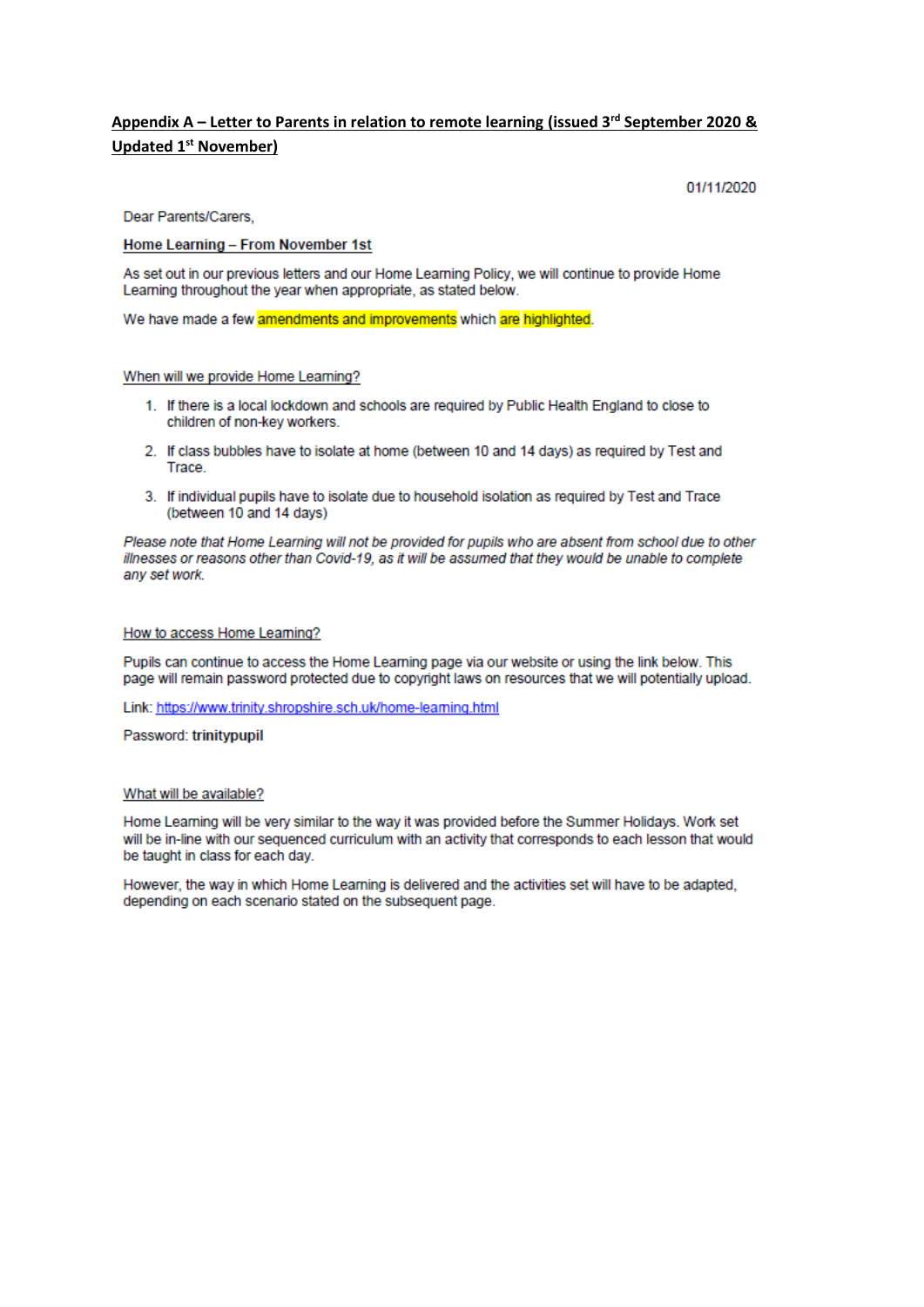## Appendix A – Letter to Parents in relation to remote learning (issued 3rd September 2020 & Updated 1st November)

01/11/2020

Dear Parents/Carers,

**Home Learning – From November 1st**

As set out in our previous letters and our Home Learning Policy, we will continue to provide Home Learning throughout the year when appropriate, as stated below.

We have made a few amendments and improvements which are highlighted.

### When will we provide Home Learning?

1. If there is a local lockdown and schools are required by Public Health England to close to children of non-key workers.
2. If class bubbles have to isolate at home (between 10 and 14 days) as required by Test and Trace.
3. If individual pupils have to isolate due to household isolation as required by Test and Trace (between 10 and 14 days)

*Please note that Home Learning will not be provided for pupils who are absent from school due to other illnesses or reasons other than Covid-19, as it will be assumed that they would be unable to complete any set work.*

### How to access Home Learning?

Pupils can continue to access the Home Learning page via our website or using the link below. This page will remain password protected due to copyright laws on resources that we will potentially upload.

Link: https://www.trinity.shropshire.sch.uk/home-learning.html

Password: **trinitypupil**

### What will be available?

Home Learning will be very similar to the way it was provided before the Summer Holidays. Work set will be in-line with our sequenced curriculum with an activity that corresponds to each lesson that would be taught in class for each day.

However, the way in which Home Learning is delivered and the activities set will have to be adapted, depending on each scenario stated on the subsequent page.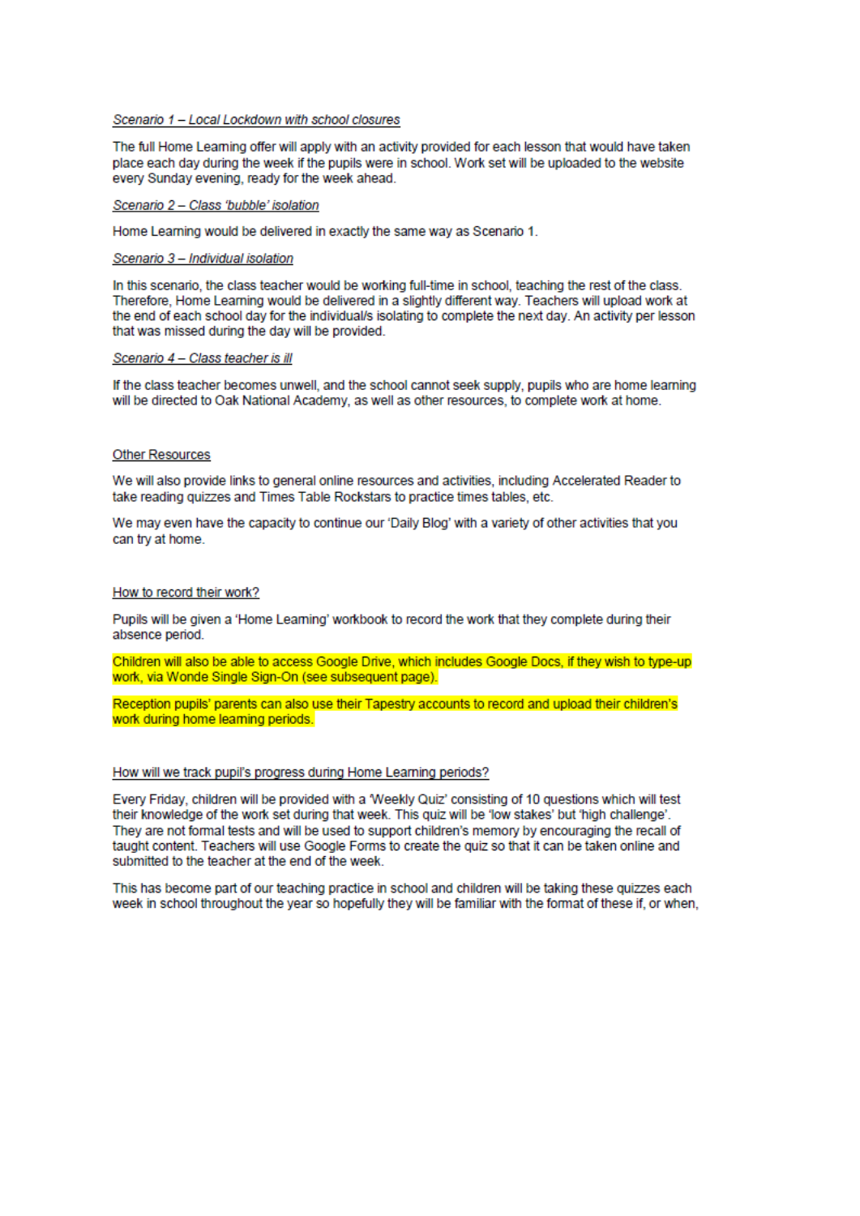*Scenario 1 – Local Lockdown with school closures*

The full Home Learning offer will apply with an activity provided for each lesson that would have taken place each day during the week if the pupils were in school. Work set will be uploaded to the website every Sunday evening, ready for the week ahead.

*Scenario 2 – Class 'bubble' isolation*

Home Learning would be delivered in exactly the same way as Scenario 1.

*Scenario 3 – Individual isolation*

In this scenario, the class teacher would be working full-time in school, teaching the rest of the class. Therefore, Home Learning would be delivered in a slightly different way. Teachers will upload work at the end of each school day for the individual/s isolating to complete the next day. An activity per lesson that was missed during the day will be provided.

*Scenario 4 – Class teacher is ill*

If the class teacher becomes unwell, and the school cannot seek supply, pupils who are home learning will be directed to Oak National Academy, as well as other resources, to complete work at home.

## Other Resources

We will also provide links to general online resources and activities, including Accelerated Reader to take reading quizzes and Times Table Rockstars to practice times tables, etc.

We may even have the capacity to continue our 'Daily Blog' with a variety of other activities that you can try at home.

## How to record their work?

Pupils will be given a 'Home Learning' workbook to record the work that they complete during their absence period.

Children will also be able to access Google Drive, which includes Google Docs, if they wish to type-up work, via Wonde Single Sign-On (see subsequent page).

Reception pupils' parents can also use their Tapestry accounts to record and upload their children's work during home learning periods.

## How will we track pupil's progress during Home Learning periods?

Every Friday, children will be provided with a 'Weekly Quiz' consisting of 10 questions which will test their knowledge of the work set during that week. This quiz will be 'low stakes' but 'high challenge'. They are not formal tests and will be used to support children's memory by encouraging the recall of taught content. Teachers will use Google Forms to create the quiz so that it can be taken online and submitted to the teacher at the end of the week.

This has become part of our teaching practice in school and children will be taking these quizzes each week in school throughout the year so hopefully they will be familiar with the format of these if, or when,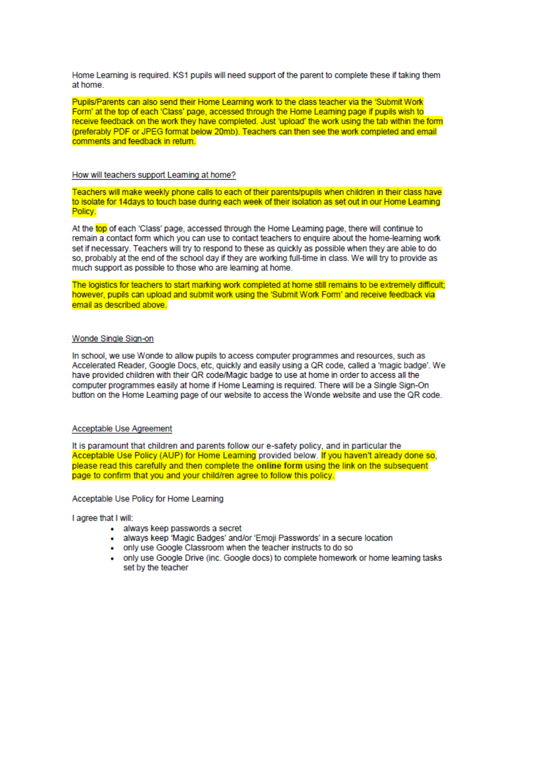Home Learning is required. KS1 pupils will need support of the parent to complete these if taking them at home.

Pupils/Parents can also send their Home Learning work to the class teacher via the 'Submit Work Form' at the top of each 'Class' page, accessed through the Home Learning page if pupils wish to receive feedback on the work they have completed. Just 'upload' the work using the tab within the form (preferably PDF or JPEG format below 20mb). Teachers can then see the work completed and email comments and feedback in return.

## How will teachers support Learning at home?

Teachers will make weekly phone calls to each of their parents/pupils when children in their class have to isolate for 14days to touch base during each week of their isolation as set out in our Home Learning Policy.

At the top of each 'Class' page, accessed through the Home Learning page, there will continue to remain a contact form which you can use to contact teachers to enquire about the home-learning work set if necessary. Teachers will try to respond to these as quickly as possible when they are able to do so, probably at the end of the school day if they are working full-time in class. We will try to provide as much support as possible to those who are learning at home.

The logistics for teachers to start marking work completed at home still remains to be extremely difficult; however, pupils can upload and submit work using the 'Submit Work Form' and receive feedback via email as described above.

## Wonde Single Sign-on

In school, we use Wonde to allow pupils to access computer programmes and resources, such as Accelerated Reader, Google Docs, etc, quickly and easily using a QR code, called a 'magic badge'. We have provided children with their QR code/Magic badge to use at home in order to access all the computer programmes easily at home if Home Learning is required. There will be a Single Sign-On button on the Home Learning page of our website to access the Wonde website and use the QR code.

## Acceptable Use Agreement

It is paramount that children and parents follow our e-safety policy, and in particular the Acceptable Use Policy (AUP) for Home Learning provided below. If you haven't already done so, please read this carefully and then complete the **online form** using the link on the subsequent page to confirm that you and your child/ren agree to follow this policy.

Acceptable Use Policy for Home Learning

I agree that I will:

- always keep passwords a secret
- always keep 'Magic Badges' and/or 'Emoji Passwords' in a secure location
- only use Google Classroom when the teacher instructs to do so
- only use Google Drive (inc. Google docs) to complete homework or home learning tasks set by the teacher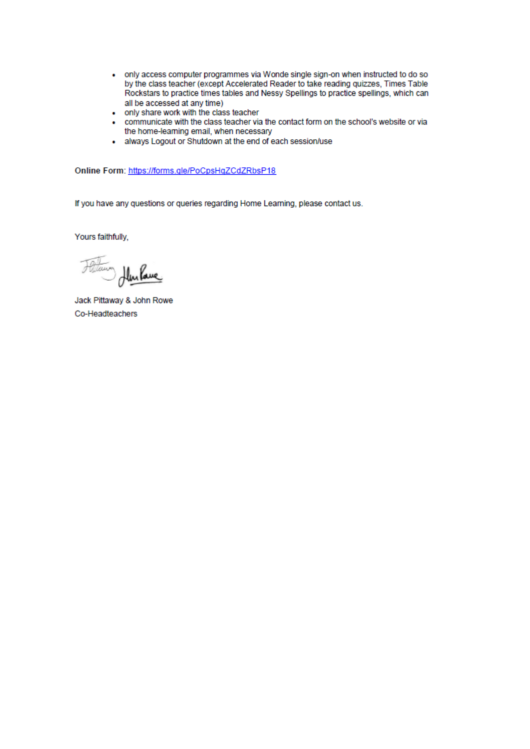- only access computer programmes via Wonde single sign-on when instructed to do so by the class teacher (except Accelerated Reader to take reading quizzes, Times Table Rockstars to practice times tables and Nessy Spellings to practice spellings, which can all be accessed at any time)
- only share work with the class teacher
- communicate with the class teacher via the contact form on the school's website or via the home-learning email, when necessary
- always Logout or Shutdown at the end of each session/use

**Online Form**: https://forms.gle/PoCpsHqZCdZRbsP18

If you have any questions or queries regarding Home Learning, please contact us.

Yours faithfully,

Jack Pittaway & John Rowe
Co-Headteachers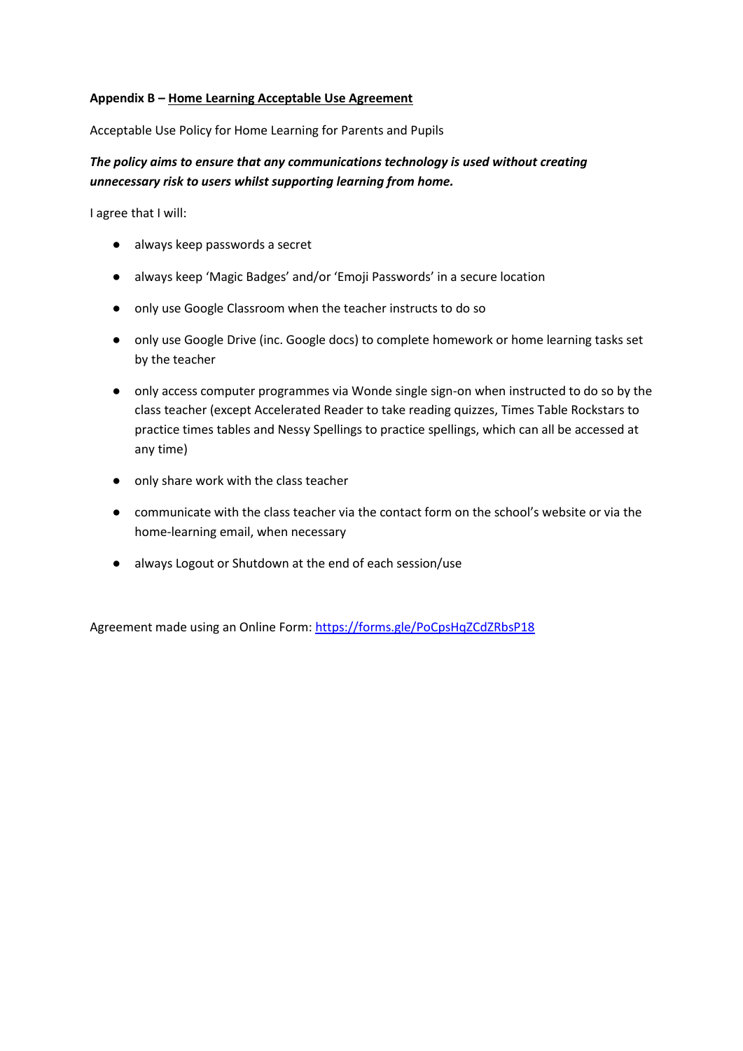**Appendix B – Home Learning Acceptable Use Agreement**

Acceptable Use Policy for Home Learning for Parents and Pupils

***The policy aims to ensure that any communications technology is used without creating unnecessary risk to users whilst supporting learning from home.***

I agree that I will:

- always keep passwords a secret
- always keep 'Magic Badges' and/or 'Emoji Passwords' in a secure location
- only use Google Classroom when the teacher instructs to do so
- only use Google Drive (inc. Google docs) to complete homework or home learning tasks set by the teacher
- only access computer programmes via Wonde single sign-on when instructed to do so by the class teacher (except Accelerated Reader to take reading quizzes, Times Table Rockstars to practice times tables and Nessy Spellings to practice spellings, which can all be accessed at any time)
- only share work with the class teacher
- communicate with the class teacher via the contact form on the school's website or via the home-learning email, when necessary
- always Logout or Shutdown at the end of each session/use

Agreement made using an Online Form: [https://forms.gle/PoCpsHqZCdZRbsP18](https://forms.gle/PoCpsHqZCdZRbsP18)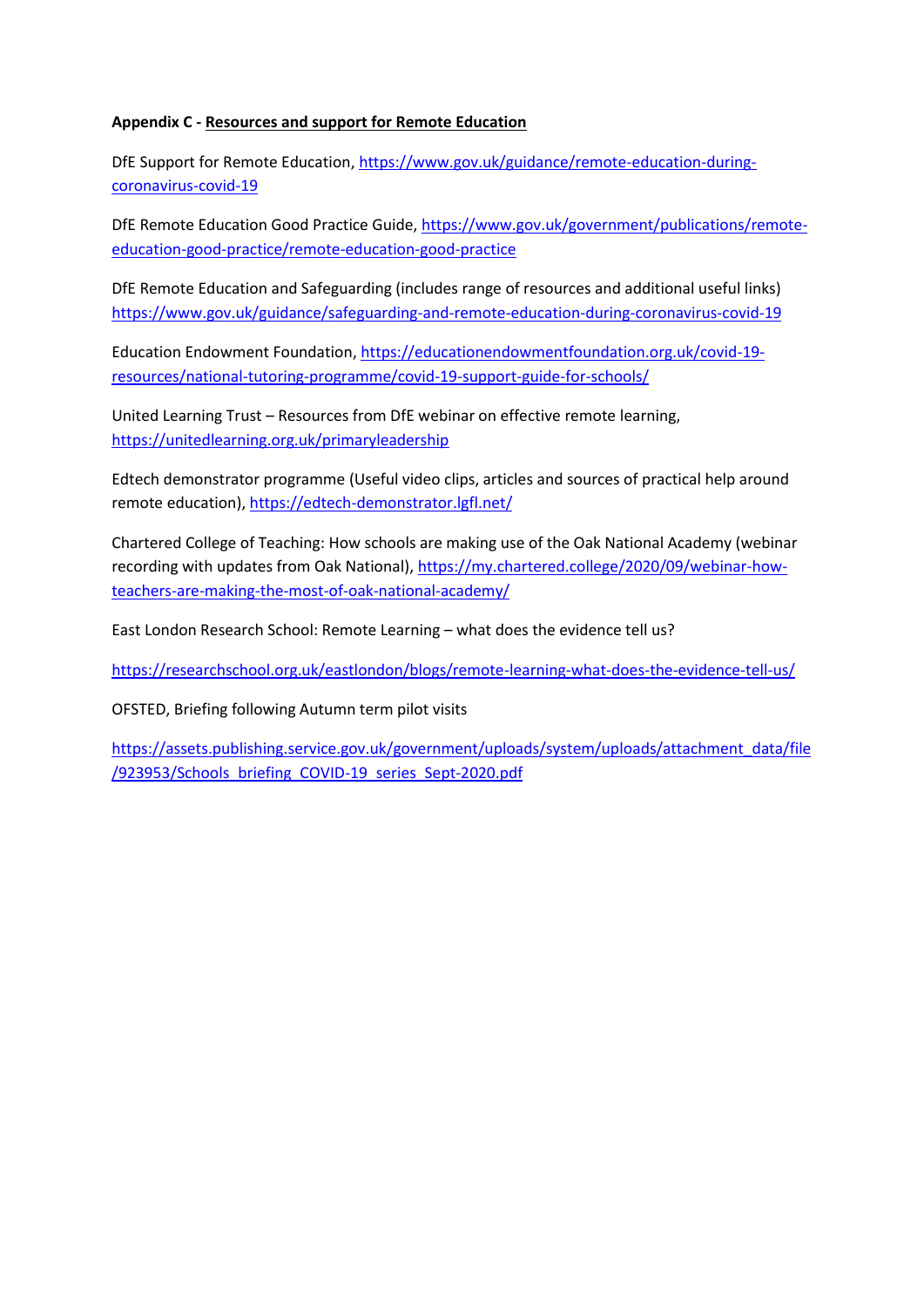**Appendix C - Resources and support for Remote Education**

DfE Support for Remote Education, https://www.gov.uk/guidance/remote-education-during-coronavirus-covid-19

DfE Remote Education Good Practice Guide, https://www.gov.uk/government/publications/remote-education-good-practice/remote-education-good-practice

DfE Remote Education and Safeguarding (includes range of resources and additional useful links) https://www.gov.uk/guidance/safeguarding-and-remote-education-during-coronavirus-covid-19

Education Endowment Foundation, https://educationendowmentfoundation.org.uk/covid-19-resources/national-tutoring-programme/covid-19-support-guide-for-schools/

United Learning Trust – Resources from DfE webinar on effective remote learning, https://unitedlearning.org.uk/primaryleadership

Edtech demonstrator programme (Useful video clips, articles and sources of practical help around remote education), https://edtech-demonstrator.lgfl.net/

Chartered College of Teaching: How schools are making use of the Oak National Academy (webinar recording with updates from Oak National), https://my.chartered.college/2020/09/webinar-how-teachers-are-making-the-most-of-oak-national-academy/

East London Research School: Remote Learning – what does the evidence tell us?

https://researchschool.org.uk/eastlondon/blogs/remote-learning-what-does-the-evidence-tell-us/

OFSTED, Briefing following Autumn term pilot visits

https://assets.publishing.service.gov.uk/government/uploads/system/uploads/attachment_data/file/923953/Schools_briefing_COVID-19_series_Sept-2020.pdf